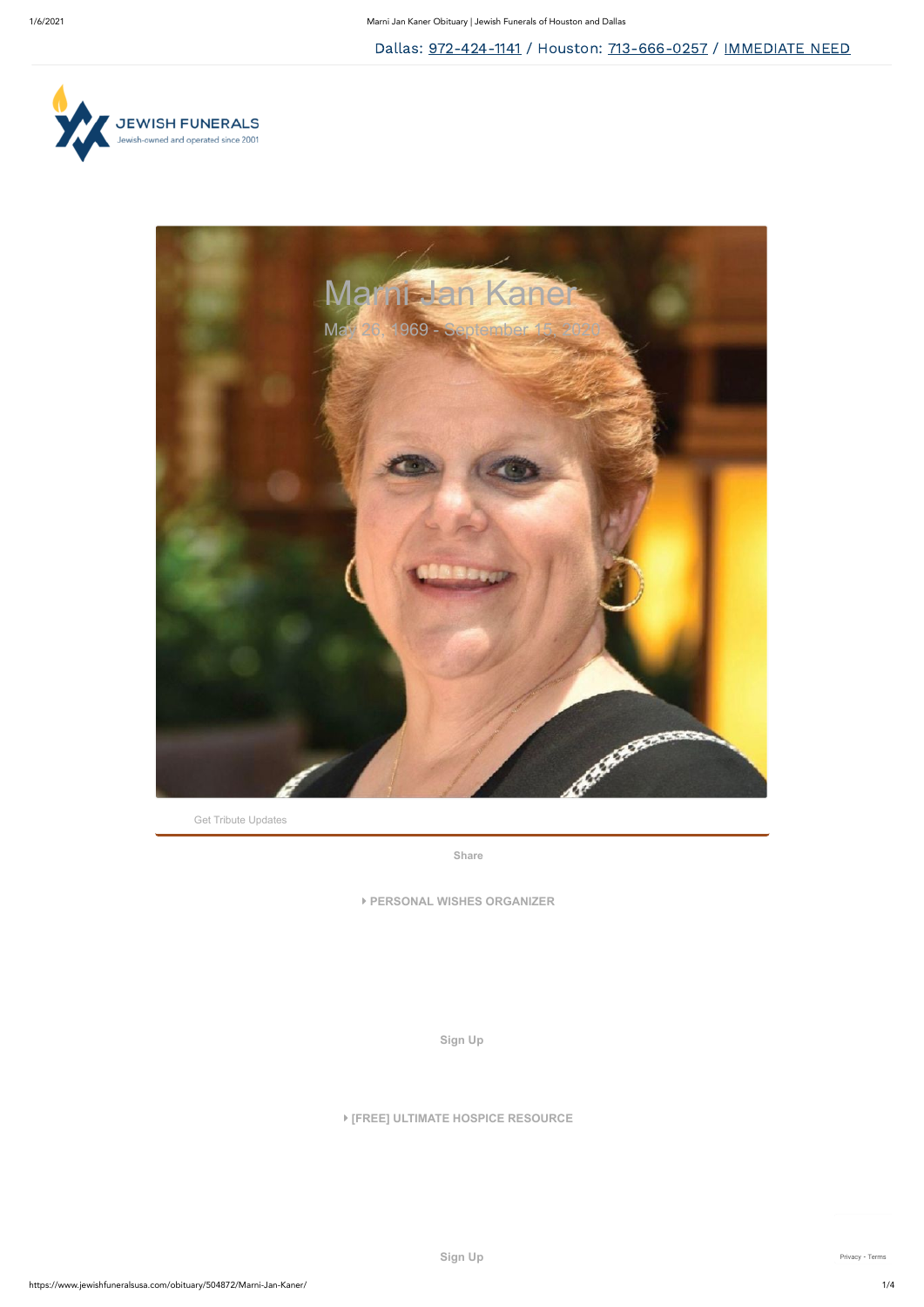Dallas: 972-424-1141 / Houston: 713-666-0257 / IMMEDIATE NEED

JEWISH FUNERALS
Jewish-owned and operated since 2001

# Marni Jan Kaner

May 26, 1969 - September 15, 2020

Get Tribute Updates

Share

PERSONAL WISHES ORGANIZER

Sign Up

[FREE] ULTIMATE HOSPICE RESOURCE

Sign Up

Privacy - Terms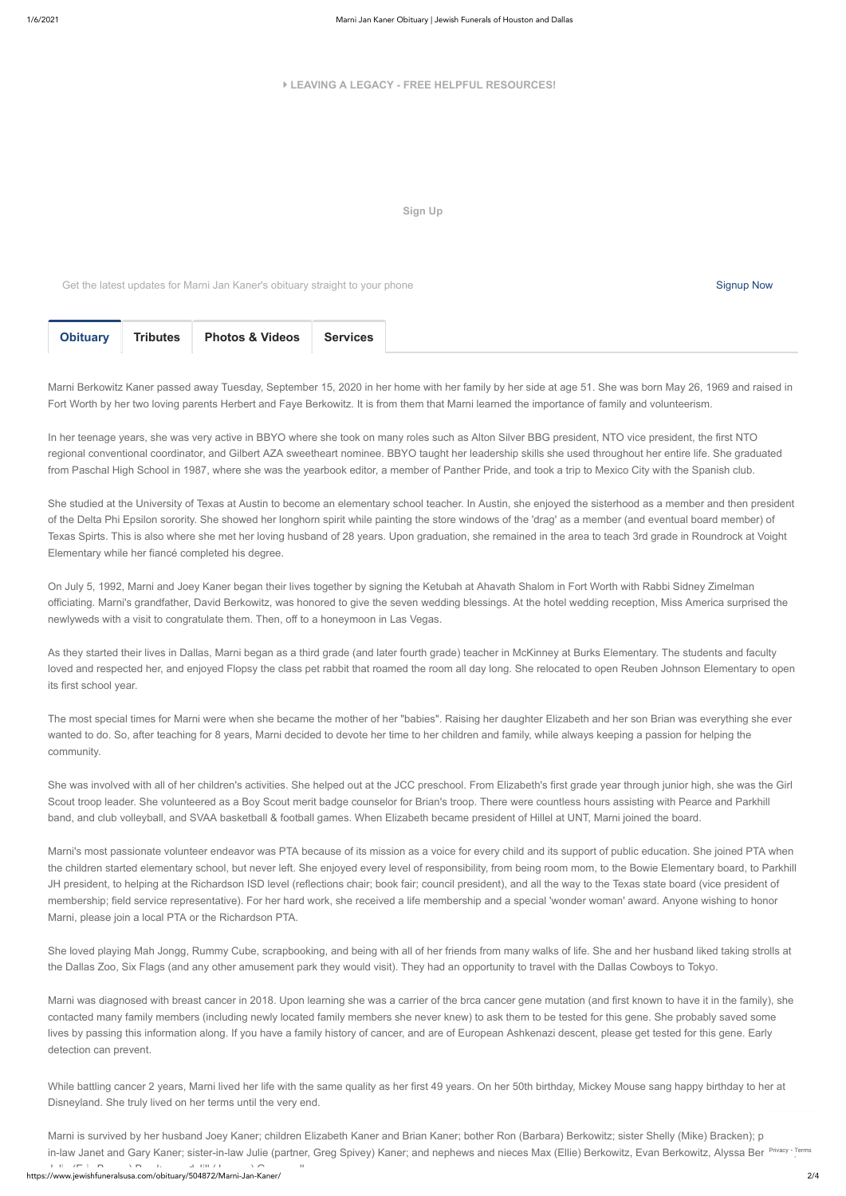LEAVING A LEGACY - FREE HELPFUL RESOURCES!

Sign Up

Get the latest updates for Marni Jan Kaner's obituary straight to your phone

Signup Now

**Obituary** | **Tributes** | **Photos & Videos** | **Services**

Marni Berkowitz Kaner passed away Tuesday, September 15, 2020 in her home with her family by her side at age 51. She was born May 26, 1969 and raised in Fort Worth by her two loving parents Herbert and Faye Berkowitz. It is from them that Marni learned the importance of family and volunteerism.

In her teenage years, she was very active in BBYO where she took on many roles such as Alton Silver BBG president, NTO vice president, the first NTO regional conventional coordinator, and Gilbert AZA sweetheart nominee. BBYO taught her leadership skills she used throughout her entire life. She graduated from Paschal High School in 1987, where she was the yearbook editor, a member of Panther Pride, and took a trip to Mexico City with the Spanish club.

She studied at the University of Texas at Austin to become an elementary school teacher. In Austin, she enjoyed the sisterhood as a member and then president of the Delta Phi Epsilon sorority. She showed her longhorn spirit while painting the store windows of the 'drag' as a member (and eventual board member) of Texas Spirts. This is also where she met her loving husband of 28 years. Upon graduation, she remained in the area to teach 3rd grade in Roundrock at Voight Elementary while her fiancé completed his degree.

On July 5, 1992, Marni and Joey Kaner began their lives together by signing the Ketubah at Ahavath Shalom in Fort Worth with Rabbi Sidney Zimelman officiating. Marni's grandfather, David Berkowitz, was honored to give the seven wedding blessings. At the hotel wedding reception, Miss America surprised the newlyweds with a visit to congratulate them. Then, off to a honeymoon in Las Vegas.

As they started their lives in Dallas, Marni began as a third grade (and later fourth grade) teacher in McKinney at Burks Elementary. The students and faculty loved and respected her, and enjoyed Flopsy the class pet rabbit that roamed the room all day long. She relocated to open Reuben Johnson Elementary to open its first school year.

The most special times for Marni were when she became the mother of her "babies". Raising her daughter Elizabeth and her son Brian was everything she ever wanted to do. So, after teaching for 8 years, Marni decided to devote her time to her children and family, while always keeping a passion for helping the community.

She was involved with all of her children's activities. She helped out at the JCC preschool. From Elizabeth's first grade year through junior high, she was the Girl Scout troop leader. She volunteered as a Boy Scout merit badge counselor for Brian's troop. There were countless hours assisting with Pearce and Parkhill band, and club volleyball, and SVAA basketball & football games. When Elizabeth became president of Hillel at UNT, Marni joined the board.

Marni's most passionate volunteer endeavor was PTA because of its mission as a voice for every child and its support of public education. She joined PTA when the children started elementary school, but never left. She enjoyed every level of responsibility, from being room mom, to the Bowie Elementary board, to Parkhill JH president, to helping at the Richardson ISD level (reflections chair; book fair; council president), and all the way to the Texas state board (vice president of membership; field service representative). For her hard work, she received a life membership and a special 'wonder woman' award. Anyone wishing to honor Marni, please join a local PTA or the Richardson PTA.

She loved playing Mah Jongg, Rummy Cube, scrapbooking, and being with all of her friends from many walks of life. She and her husband liked taking strolls at the Dallas Zoo, Six Flags (and any other amusement park they would visit). They had an opportunity to travel with the Dallas Cowboys to Tokyo.

Marni was diagnosed with breast cancer in 2018. Upon learning she was a carrier of the brca cancer gene mutation (and first known to have it in the family), she contacted many family members (including newly located family members she never knew) to ask them to be tested for this gene. She probably saved some lives by passing this information along. If you have a family history of cancer, and are of European Ashkenazi descent, please get tested for this gene. Early detection can prevent.

While battling cancer 2 years, Marni lived her life with the same quality as her first 49 years. On her 50th birthday, Mickey Mouse sang happy birthday to her at Disneyland. She truly lived on her terms until the very end.

Marni is survived by her husband Joey Kaner; children Elizabeth Kaner and Brian Kaner; bother Ron (Barbara) Berkowitz; sister Shelly (Mike) Bracken); p in-law Janet and Gary Kaner; sister-in-law Julie (partner, Greg Spivey) Kaner; and nephews and nieces Max (Ellie) Berkowitz, Evan Berkowitz, Alyssa Ber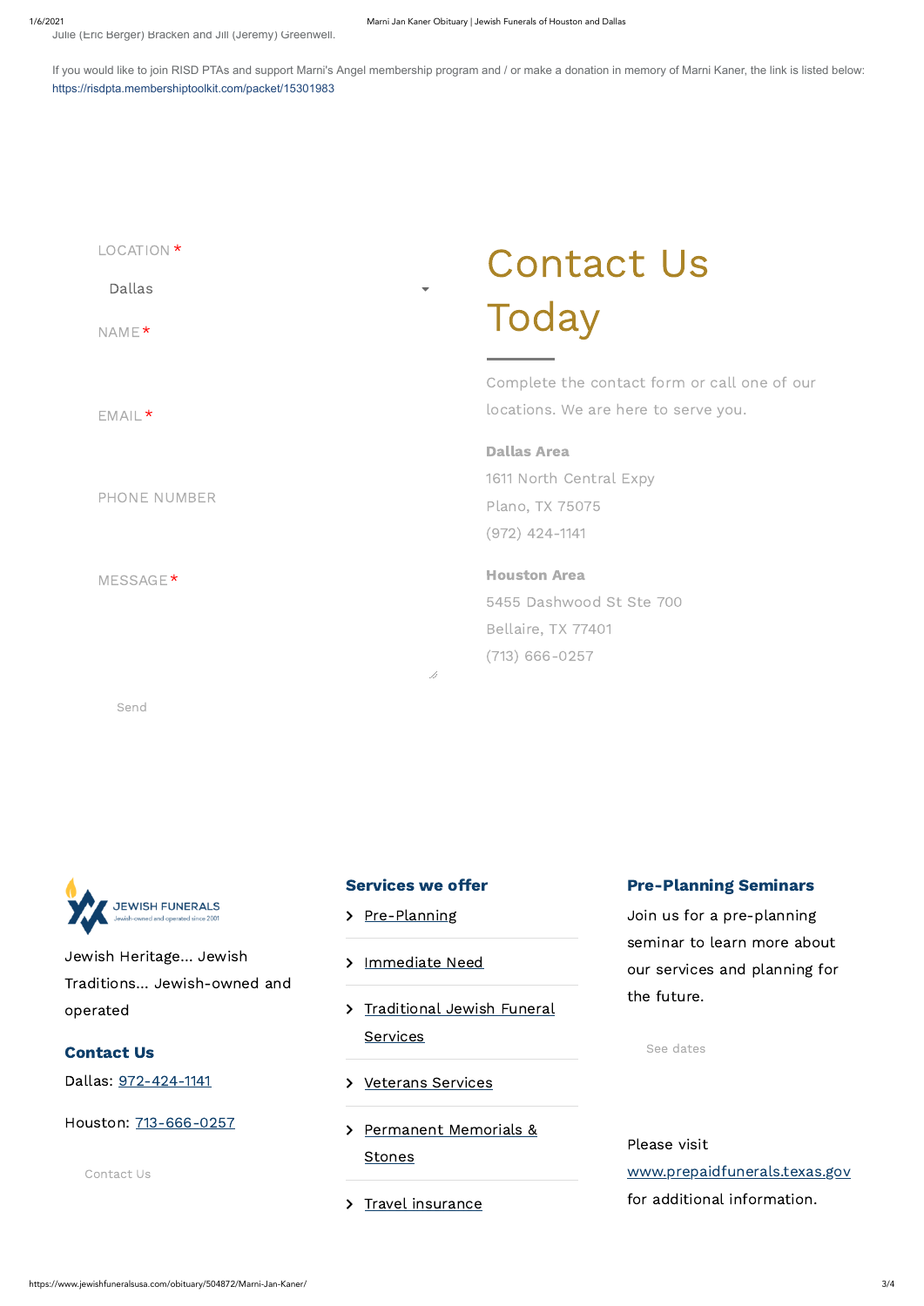Julie (Eric Berger) Bracken and Jill (Jeremy) Greenwell.

If you would like to join RISD PTAs and support Marni's Angel membership program and / or make a donation in memory of Marni Kaner, the link is listed below: https://risdpta.membershiptoolkit.com/packet/15301983

LOCATION *

Dallas

NAME *

EMAIL *

PHONE NUMBER

MESSAGE *

Send

# Contact Us Today

Complete the contact form or call one of our locations. We are here to serve you.

**Dallas Area**
1611 North Central Expy
Plano, TX 75075
(972) 424-1141

**Houston Area**
5455 Dashwood St Ste 700
Bellaire, TX 77401
(713) 666-0257

JEWISH FUNERALS
Jewish-owned and operated since 2001

Jewish Heritage... Jewish Traditions... Jewish-owned and operated

### Contact Us

Dallas: 972-424-1141

Houston: 713-666-0257

Contact Us

### Services we offer

- Pre-Planning
- Immediate Need
- Traditional Jewish Funeral Services
- Veterans Services
- Permanent Memorials & Stones
- Travel insurance

### Pre-Planning Seminars

Join us for a pre-planning seminar to learn more about our services and planning for the future.

See dates

Please visit www.prepaidfunerals.texas.gov for additional information.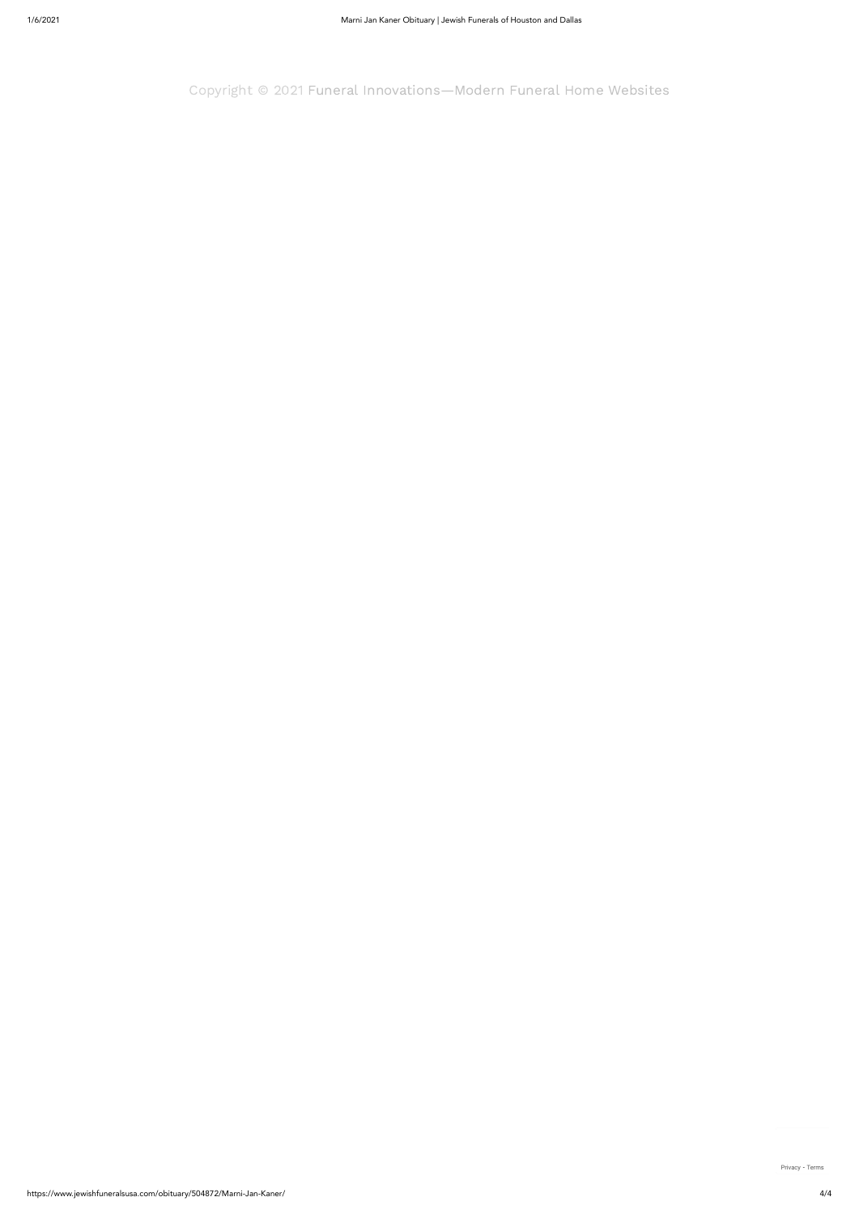Copyright © 2021 Funeral Innovations—Modern Funeral Home Websites

Privacy - Terms